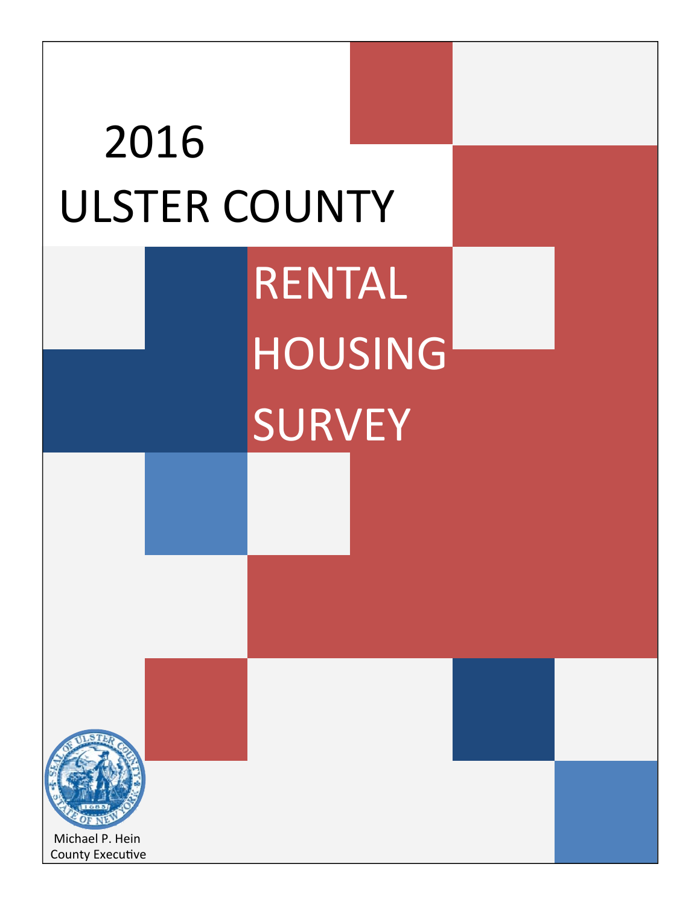# 2016 ULSTER COUNTY

# RENTAL HOUSING SURVEY

Michael P. Hein
County Executive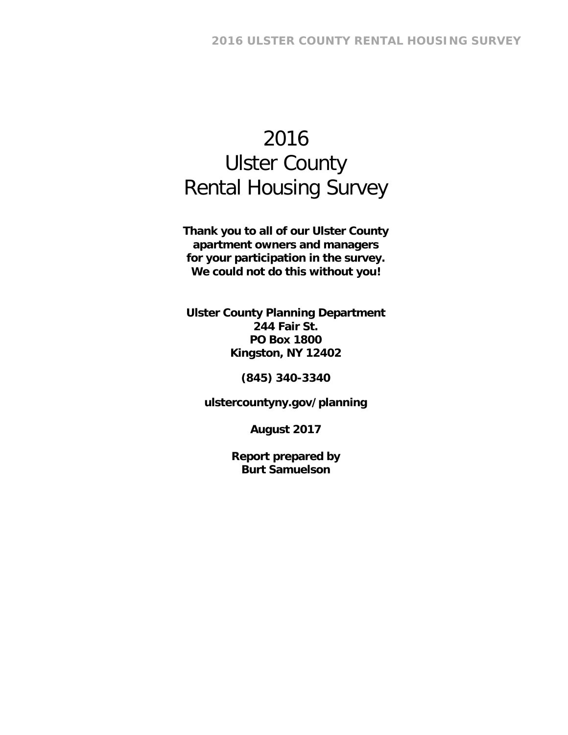# 2016
# Ulster County
# Rental Housing Survey

**Thank you to all of our Ulster County apartment owners and managers for your participation in the survey. We could not do this without you!**

**Ulster County Planning Department**
**244 Fair St.**
**PO Box 1800**
**Kingston, NY 12402**

**(845) 340-3340**

**ulstercountyny.gov/planning**

**August 2017**

**Report prepared by**
**Burt Samuelson**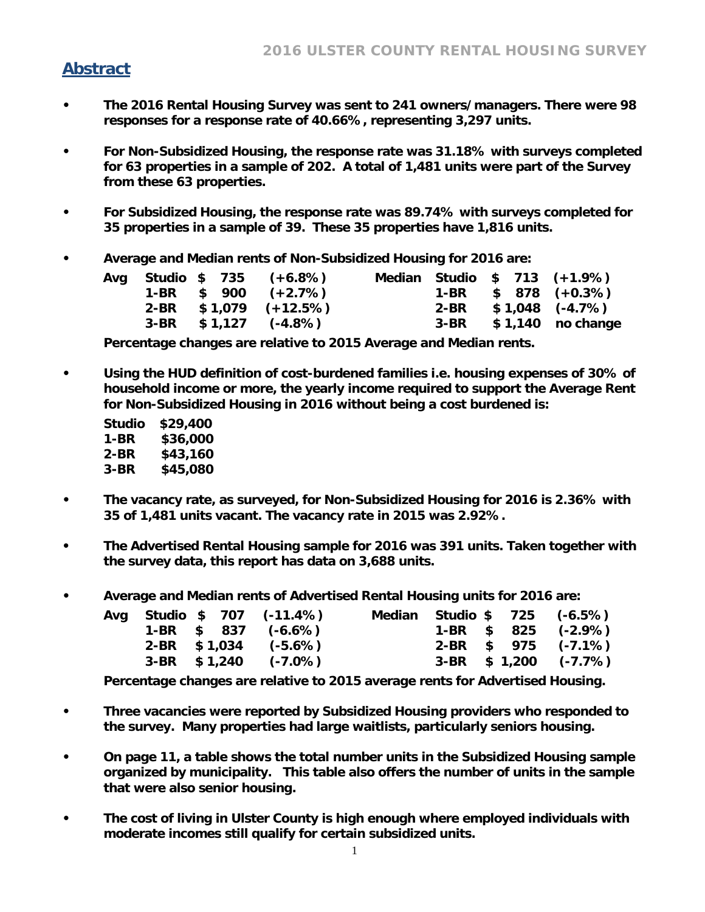## Abstract

- **The 2016 Rental Housing Survey was sent to 241 owners/managers. There were 98 responses for a response rate of 40.66%, representing 3,297 units.**

- **For Non-Subsidized Housing, the response rate was 31.18% with surveys completed for 63 properties in a sample of 202. A total of 1,481 units were part of the Survey from these 63 properties.**

- **For Subsidized Housing, the response rate was 89.74% with surveys completed for 35 properties in a sample of 39. These 35 properties have 1,816 units.**

- **Average and Median rents of Non-Subsidized Housing for 2016 are:**

| | | | | | | | |
|---|---|---|---|---|---|---|---|
| **Avg** | **Studio** | **$ 735** | **(+6.8%)** | **Median** | **Studio** | **$ 713** | **(+1.9%)** |
| | **1-BR** | **$ 900** | **(+2.7%)** | | **1-BR** | **$ 878** | **(+0.3%)** |
| | **2-BR** | **$ 1,079** | **(+12.5%)** | | **2-BR** | **$ 1,048** | **(-4.7%)** |
| | **3-BR** | **$ 1,127** | **(-4.8%)** | | **3-BR** | **$ 1,140** | **no change** |

  **Percentage changes are relative to 2015 Average and Median rents.**

- **Using the HUD definition of cost-burdened families i.e. housing expenses of 30% of household income or more, the yearly income required to support the Average Rent for Non-Subsidized Housing in 2016 without being a cost burdened is:**

| | |
|---|---|
| **Studio** | **$29,400** |
| **1-BR** | **$36,000** |
| **2-BR** | **$43,160** |
| **3-BR** | **$45,080** |

- **The vacancy rate, as surveyed, for Non-Subsidized Housing for 2016 is 2.36% with 35 of 1,481 units vacant. The vacancy rate in 2015 was 2.92%.**

- **The Advertised Rental Housing sample for 2016 was 391 units. Taken together with the survey data, this report has data on 3,688 units.**

- **Average and Median rents of Advertised Rental Housing units for 2016 are:**

| | | | | | | | |
|---|---|---|---|---|---|---|---|
| **Avg** | **Studio** | **$ 707** | **(-11.4%)** | **Median** | **Studio** | **$ 725** | **(-6.5%)** |
| | **1-BR** | **$ 837** | **(-6.6%)** | | **1-BR** | **$ 825** | **(-2.9%)** |
| | **2-BR** | **$ 1,034** | **(-5.6%)** | | **2-BR** | **$ 975** | **(-7.1%)** |
| | **3-BR** | **$ 1,240** | **(-7.0%)** | | **3-BR** | **$ 1,200** | **(-7.7%)** |

  **Percentage changes are relative to 2015 average rents for Advertised Housing.**

- **Three vacancies were reported by Subsidized Housing providers who responded to the survey. Many properties had large waitlists, particularly seniors housing.**

- **On page 11, a table shows the total number units in the Subsidized Housing sample organized by municipality. This table also offers the number of units in the sample that were also senior housing.**

- **The cost of living in Ulster County is high enough where employed individuals with moderate incomes still qualify for certain subsidized units.**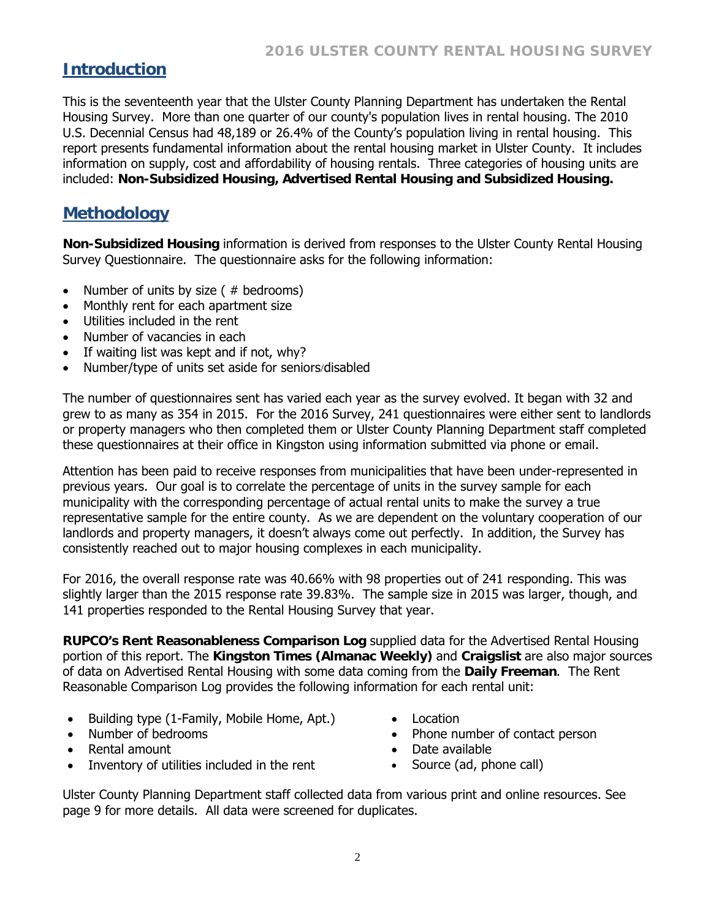## Introduction

This is the seventeenth year that the Ulster County Planning Department has undertaken the Rental Housing Survey. More than one quarter of our county's population lives in rental housing. The 2010 U.S. Decennial Census had 48,189 or 26.4% of the County's population living in rental housing. This report presents fundamental information about the rental housing market in Ulster County. It includes information on supply, cost and affordability of housing rentals. Three categories of housing units are included: **Non-Subsidized Housing, Advertised Rental Housing and Subsidized Housing.**

## Methodology

**Non-Subsidized Housing** information is derived from responses to the Ulster County Rental Housing Survey Questionnaire. The questionnaire asks for the following information:

- Number of units by size ( # bedrooms)
- Monthly rent for each apartment size
- Utilities included in the rent
- Number of vacancies in each
- If waiting list was kept and if not, why?
- Number/type of units set aside for seniors/disabled

The number of questionnaires sent has varied each year as the survey evolved. It began with 32 and grew to as many as 354 in 2015. For the 2016 Survey, 241 questionnaires were either sent to landlords or property managers who then completed them or Ulster County Planning Department staff completed these questionnaires at their office in Kingston using information submitted via phone or email.

Attention has been paid to receive responses from municipalities that have been under-represented in previous years. Our goal is to correlate the percentage of units in the survey sample for each municipality with the corresponding percentage of actual rental units to make the survey a true representative sample for the entire county. As we are dependent on the voluntary cooperation of our landlords and property managers, it doesn't always come out perfectly. In addition, the Survey has consistently reached out to major housing complexes in each municipality.

For 2016, the overall response rate was 40.66% with 98 properties out of 241 responding. This was slightly larger than the 2015 response rate 39.83%. The sample size in 2015 was larger, though, and 141 properties responded to the Rental Housing Survey that year.

**RUPCO's Rent Reasonableness Comparison Log** supplied data for the Advertised Rental Housing portion of this report. The **Kingston Times (Almanac Weekly)** and **Craigslist** are also major sources of data on Advertised Rental Housing with some data coming from the **Daily Freeman**. The Rent Reasonable Comparison Log provides the following information for each rental unit:

- Building type (1-Family, Mobile Home, Apt.)
- Number of bedrooms
- Rental amount
- Inventory of utilities included in the rent
- Location
- Phone number of contact person
- Date available
- Source (ad, phone call)

Ulster County Planning Department staff collected data from various print and online resources. See page 9 for more details. All data were screened for duplicates.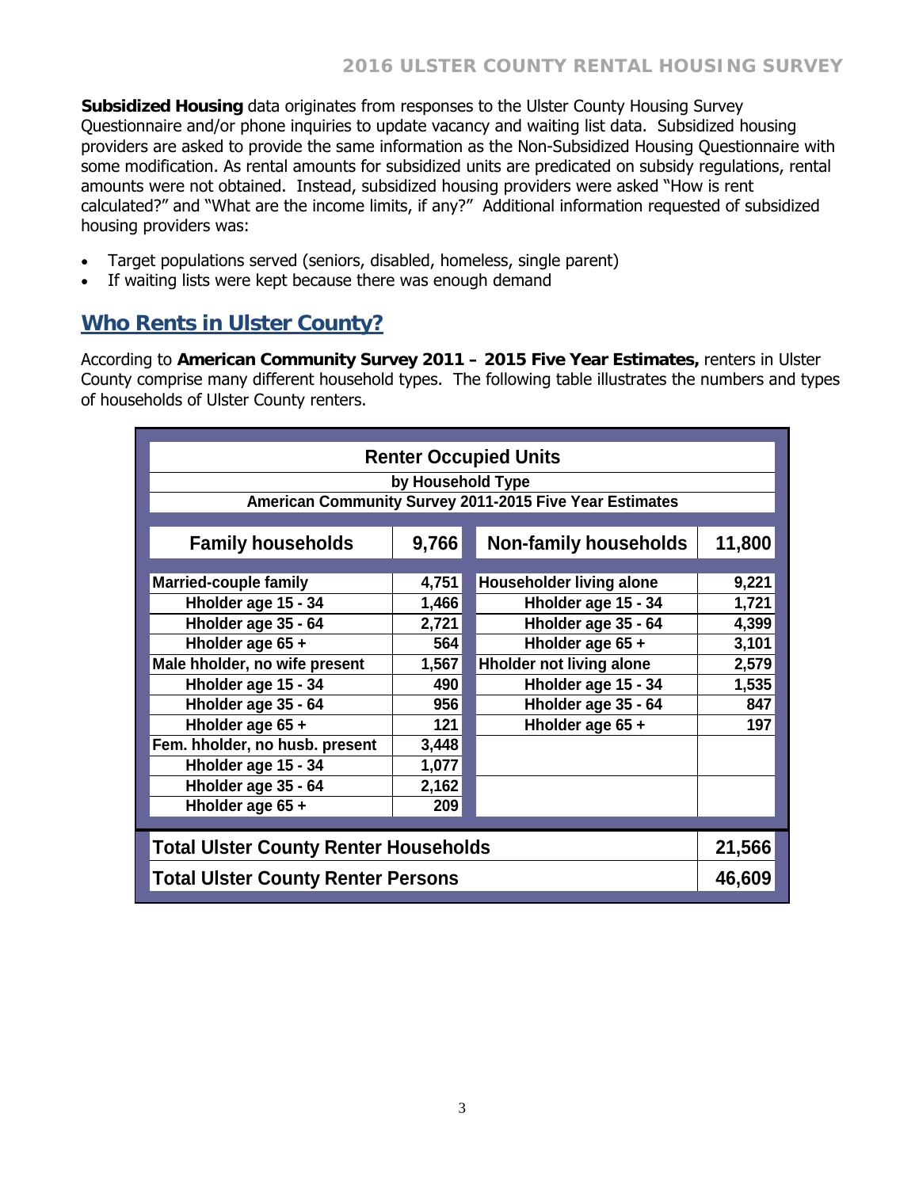**Subsidized Housing** data originates from responses to the Ulster County Housing Survey Questionnaire and/or phone inquiries to update vacancy and waiting list data. Subsidized housing providers are asked to provide the same information as the Non-Subsidized Housing Questionnaire with some modification. As rental amounts for subsidized units are predicated on subsidy regulations, rental amounts were not obtained. Instead, subsidized housing providers were asked "How is rent calculated?" and "What are the income limits, if any?" Additional information requested of subsidized housing providers was:

- Target populations served (seniors, disabled, homeless, single parent)
- If waiting lists were kept because there was enough demand

## Who Rents in Ulster County?

According to **American Community Survey 2011 – 2015 Five Year Estimates,** renters in Ulster County comprise many different household types. The following table illustrates the numbers and types of households of Ulster County renters.

**Renter Occupied Units**
**by Household Type**
**American Community Survey 2011-2015 Five Year Estimates**

| Family households | 9,766 | Non-family households | 11,800 |
|---|---|---|---|
| Married-couple family | 4,751 | Householder living alone | 9,221 |
| Hholder age 15 - 34 | 1,466 | Hholder age 15 - 34 | 1,721 |
| Hholder age 35 - 64 | 2,721 | Hholder age 35 - 64 | 4,399 |
| Hholder age 65 + | 564 | Hholder age 65 + | 3,101 |
| Male hholder, no wife present | 1,567 | Hholder not living alone | 2,579 |
| Hholder age 15 - 34 | 490 | Hholder age 15 - 34 | 1,535 |
| Hholder age 35 - 64 | 956 | Hholder age 35 - 64 | 847 |
| Hholder age 65 + | 121 | Hholder age 65 + | 197 |
| Fem. hholder, no husb. present | 3,448 | | |
| Hholder age 15 - 34 | 1,077 | | |
| Hholder age 35 - 64 | 2,162 | | |
| Hholder age 65 + | 209 | | |
| **Total Ulster County Renter Households** | | | **21,566** |
| **Total Ulster County Renter Persons** | | | **46,609** |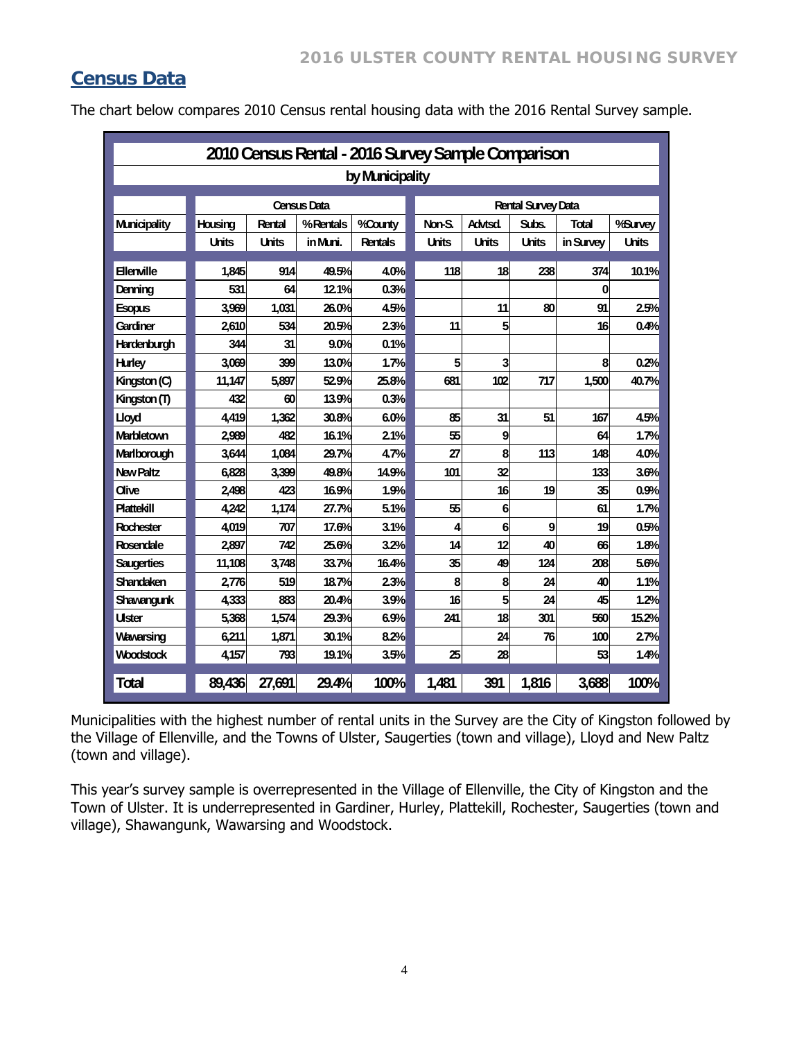## Census Data

The chart below compares 2010 Census rental housing data with the 2016 Rental Survey sample.

| 2010 Census Rental - 2016 Survey Sample Comparison by Municipality | | | | | | | | | |
|---|---|---|---|---|---|---|---|---|---|
| | Census Data | | | | Rental Survey Data | | | | |
| Municipality | Housing Units | Rental Units | % Rentals in Muni. | %County Rentals | Non-S. Units | Advtsd. Units | Subs. Units | Total in Survey | %Survey Units |
| Ellenville | 1,845 | 914 | 49.5% | 4.0% | 118 | 18 | 238 | 374 | 10.1% |
| Denning | 531 | 64 | 12.1% | 0.3% | | | | 0 | |
| Esopus | 3,969 | 1,031 | 26.0% | 4.5% | | 11 | 80 | 91 | 2.5% |
| Gardiner | 2,610 | 534 | 20.5% | 2.3% | 11 | 5 | | 16 | 0.4% |
| Hardenburgh | 344 | 31 | 9.0% | 0.1% | | | | | |
| Hurley | 3,069 | 399 | 13.0% | 1.7% | 5 | 3 | | 8 | 0.2% |
| Kingston (C) | 11,147 | 5,897 | 52.9% | 25.8% | 681 | 102 | 717 | 1,500 | 40.7% |
| Kingston (T) | 432 | 60 | 13.9% | 0.3% | | | | | |
| Lloyd | 4,419 | 1,362 | 30.8% | 6.0% | 85 | 31 | 51 | 167 | 4.5% |
| Marbletown | 2,989 | 482 | 16.1% | 2.1% | 55 | 9 | | 64 | 1.7% |
| Marlborough | 3,644 | 1,084 | 29.7% | 4.7% | 27 | 8 | 113 | 148 | 4.0% |
| New Paltz | 6,828 | 3,399 | 49.8% | 14.9% | 101 | 32 | | 133 | 3.6% |
| Olive | 2,498 | 423 | 16.9% | 1.9% | | 16 | 19 | 35 | 0.9% |
| Plattekill | 4,242 | 1,174 | 27.7% | 5.1% | 55 | 6 | | 61 | 1.7% |
| Rochester | 4,019 | 707 | 17.6% | 3.1% | 4 | 6 | 9 | 19 | 0.5% |
| Rosendale | 2,897 | 742 | 25.6% | 3.2% | 14 | 12 | 40 | 66 | 1.8% |
| Saugerties | 11,108 | 3,748 | 33.7% | 16.4% | 35 | 49 | 124 | 208 | 5.6% |
| Shandaken | 2,776 | 519 | 18.7% | 2.3% | 8 | 8 | 24 | 40 | 1.1% |
| Shawangunk | 4,333 | 883 | 20.4% | 3.9% | 16 | 5 | 24 | 45 | 1.2% |
| Ulster | 5,368 | 1,574 | 29.3% | 6.9% | 241 | 18 | 301 | 560 | 15.2% |
| Wawarsing | 6,211 | 1,871 | 30.1% | 8.2% | | 24 | 76 | 100 | 2.7% |
| Woodstock | 4,157 | 793 | 19.1% | 3.5% | 25 | 28 | | 53 | 1.4% |
| **Total** | **89,436** | **27,691** | **29.4%** | **100%** | **1,481** | **391** | **1,816** | **3,688** | **100%** |

Municipalities with the highest number of rental units in the Survey are the City of Kingston followed by the Village of Ellenville, and the Towns of Ulster, Saugerties (town and village), Lloyd and New Paltz (town and village).

This year's survey sample is overrepresented in the Village of Ellenville, the City of Kingston and the Town of Ulster. It is underrepresented in Gardiner, Hurley, Plattekill, Rochester, Saugerties (town and village), Shawangunk, Wawarsing and Woodstock.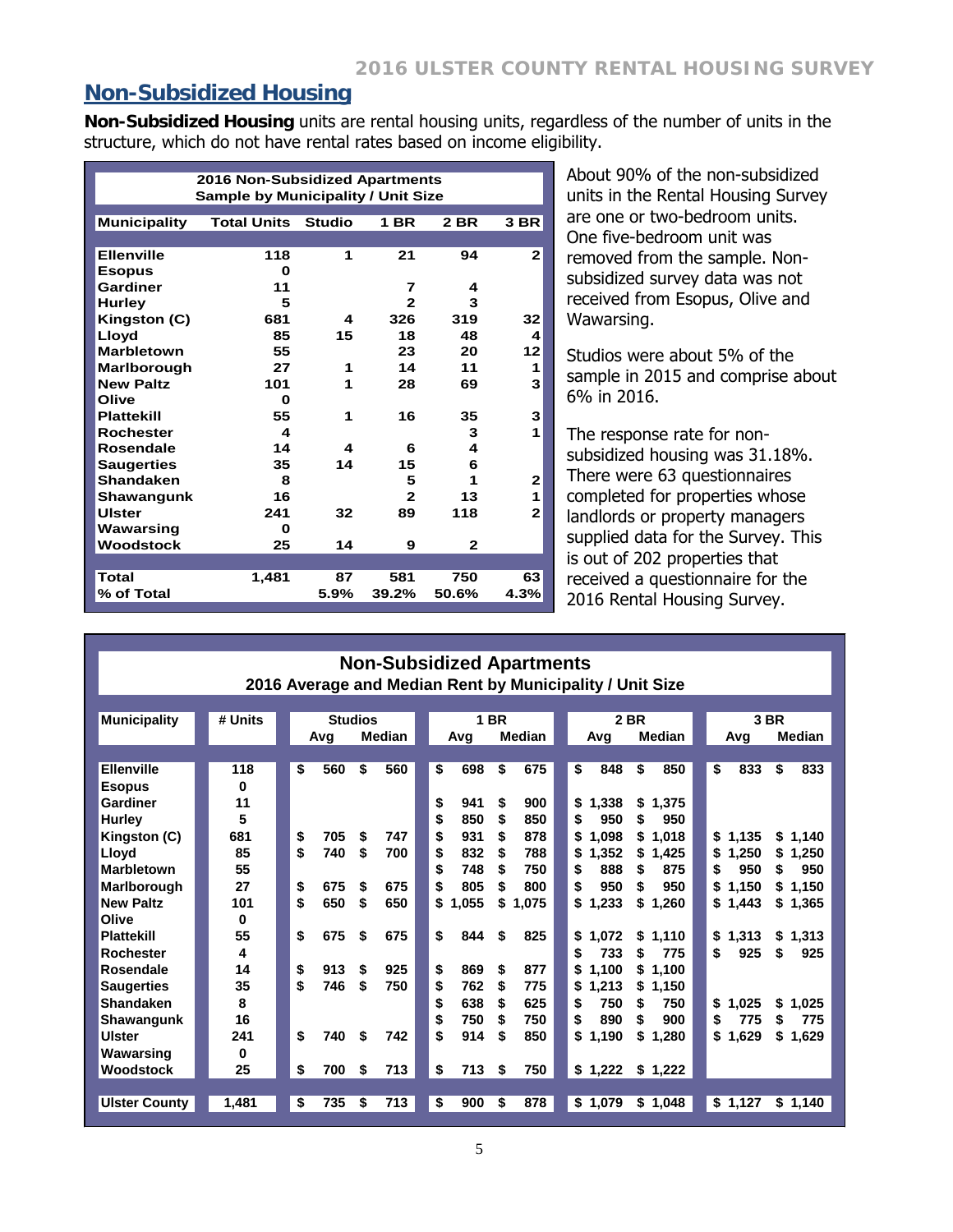## Non-Subsidized Housing

**Non-Subsidized Housing** units are rental housing units, regardless of the number of units in the structure, which do not have rental rates based on income eligibility.

| 2016 Non-Subsidized Apartments Sample by Municipality / Unit Size | | | | | |
|---|---|---|---|---|---|
| **Municipality** | **Total Units** | **Studio** | **1 BR** | **2 BR** | **3 BR** |
| Ellenville | 118 | 1 | 21 | 94 | 2 |
| Esopus | 0 | | | | |
| Gardiner | 11 | | 7 | 4 | |
| Hurley | 5 | | 2 | 3 | |
| Kingston (C) | 681 | 4 | 326 | 319 | 32 |
| Lloyd | 85 | 15 | 18 | 48 | 4 |
| Marbletown | 55 | | 23 | 20 | 12 |
| Marlborough | 27 | 1 | 14 | 11 | 1 |
| New Paltz | 101 | 1 | 28 | 69 | 3 |
| Olive | 0 | | | | |
| Plattekill | 55 | 1 | 16 | 35 | 3 |
| Rochester | 4 | | | 3 | 1 |
| Rosendale | 14 | 4 | 6 | 4 | |
| Saugerties | 35 | 14 | 15 | 6 | |
| Shandaken | 8 | | 5 | 1 | 2 |
| Shawangunk | 16 | | 2 | 13 | 1 |
| Ulster | 241 | 32 | 89 | 118 | 2 |
| Wawarsing | 0 | | | | |
| Woodstock | 25 | 14 | 9 | 2 | |
| **Total** | **1,481** | **87** | **581** | **750** | **63** |
| **% of Total** | | **5.9%** | **39.2%** | **50.6%** | **4.3%** |

About 90% of the non-subsidized units in the Rental Housing Survey are one or two-bedroom units. One five-bedroom unit was removed from the sample. Non-subsidized survey data was not received from Esopus, Olive and Wawarsing.

Studios were about 5% of the sample in 2015 and comprise about 6% in 2016.

The response rate for non-subsidized housing was 31.18%. There were 63 questionnaires completed for properties whose landlords or property managers supplied data for the Survey. This is out of 202 properties that received a questionnaire for the 2016 Rental Housing Survey.

| Non-Subsidized Apartments 2016 Average and Median Rent by Municipality / Unit Size | | | | | | | | | |
|---|---|---|---|---|---|---|---|---|---|
| **Municipality** | **# Units** | **Studios** | | **1 BR** | | **2 BR** | | **3 BR** | |
| | | **Avg** | **Median** | **Avg** | **Median** | **Avg** | **Median** | **Avg** | **Median** |
| Ellenville | 118 | $ 560 | $ 560 | $ 698 | $ 675 | $ 848 | $ 850 | $ 833 | $ 833 |
| Esopus | 0 | | | | | | | | |
| Gardiner | 11 | | | $ 941 | $ 900 | $ 1,338 | $ 1,375 | | |
| Hurley | 5 | | | $ 850 | $ 850 | $ 950 | $ 950 | | |
| Kingston (C) | 681 | $ 705 | $ 747 | $ 931 | $ 878 | $ 1,098 | $ 1,018 | $ 1,135 | $ 1,140 |
| Lloyd | 85 | $ 740 | $ 700 | $ 832 | $ 788 | $ 1,352 | $ 1,425 | $ 1,250 | $ 1,250 |
| Marbletown | 55 | | | $ 748 | $ 750 | $ 888 | $ 875 | $ 950 | $ 950 |
| Marlborough | 27 | $ 675 | $ 675 | $ 805 | $ 800 | $ 950 | $ 950 | $ 1,150 | $ 1,150 |
| New Paltz | 101 | $ 650 | $ 650 | $ 1,055 | $ 1,075 | $ 1,233 | $ 1,260 | $ 1,443 | $ 1,365 |
| Olive | 0 | | | | | | | | |
| Plattekill | 55 | $ 675 | $ 675 | $ 844 | $ 825 | $ 1,072 | $ 1,110 | $ 1,313 | $ 1,313 |
| Rochester | 4 | | | | | $ 733 | $ 775 | $ 925 | $ 925 |
| Rosendale | 14 | $ 913 | $ 925 | $ 869 | $ 877 | $ 1,100 | $ 1,100 | | |
| Saugerties | 35 | $ 746 | $ 750 | $ 762 | $ 775 | $ 1,213 | $ 1,150 | | |
| Shandaken | 8 | | | $ 638 | $ 625 | $ 750 | $ 750 | $ 1,025 | $ 1,025 |
| Shawangunk | 16 | | | $ 750 | $ 750 | $ 890 | $ 900 | $ 775 | $ 775 |
| Ulster | 241 | $ 740 | $ 742 | $ 914 | $ 850 | $ 1,190 | $ 1,280 | $ 1,629 | $ 1,629 |
| Wawarsing | 0 | | | | | | | | |
| Woodstock | 25 | $ 700 | $ 713 | $ 713 | $ 750 | $ 1,222 | $ 1,222 | | |
| **Ulster County** | **1,481** | **$ 735** | **$ 713** | **$ 900** | **$ 878** | **$ 1,079** | **$ 1,048** | **$ 1,127** | **$ 1,140** |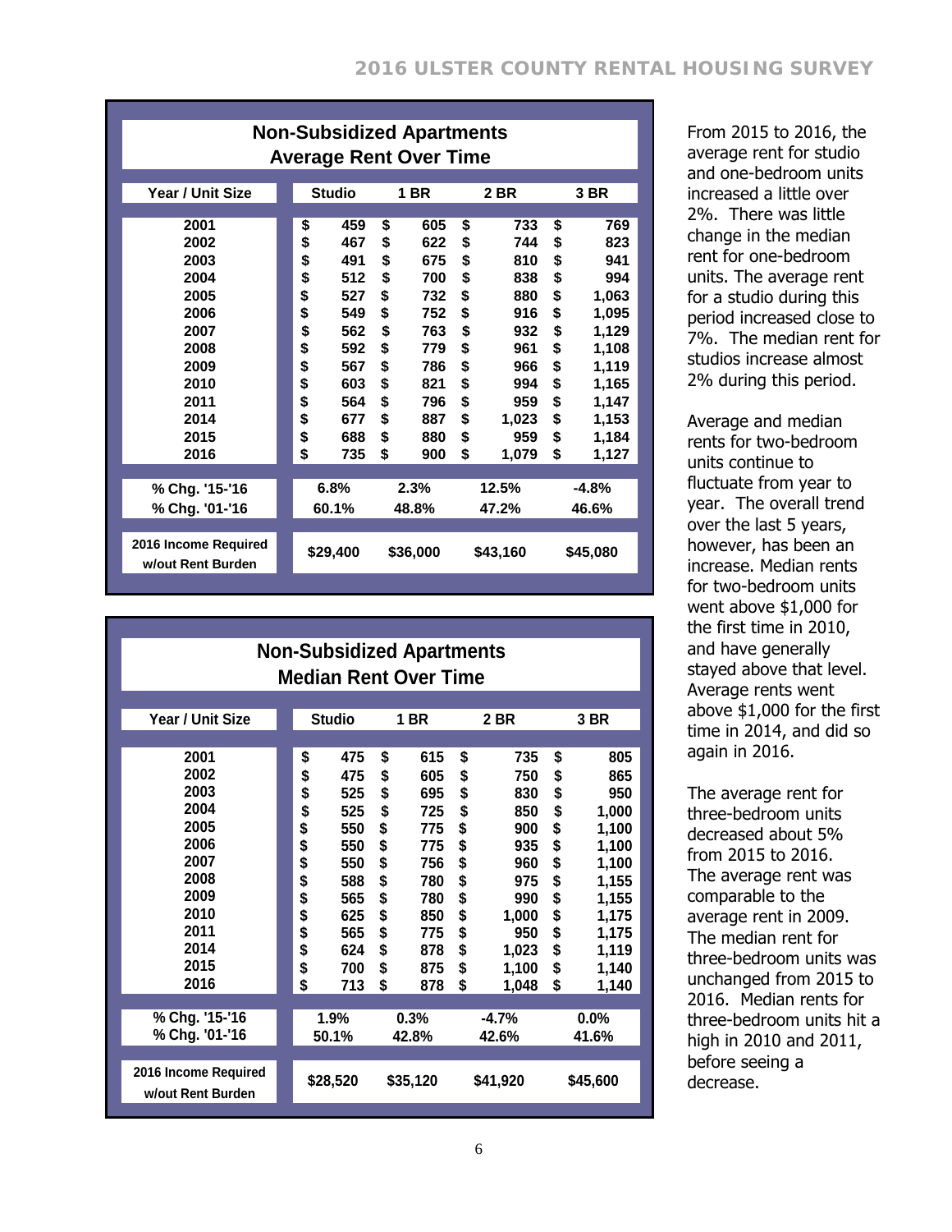## Non-Subsidized Apartments
## Average Rent Over Time

| Year / Unit Size | Studio | 1 BR | 2 BR | 3 BR |
|---|---|---|---|---|
| 2001 | $ 459 | $ 605 | $ 733 | $ 769 |
| 2002 | $ 467 | $ 622 | $ 744 | $ 823 |
| 2003 | $ 491 | $ 675 | $ 810 | $ 941 |
| 2004 | $ 512 | $ 700 | $ 838 | $ 994 |
| 2005 | $ 527 | $ 732 | $ 880 | $ 1,063 |
| 2006 | $ 549 | $ 752 | $ 916 | $ 1,095 |
| 2007 | $ 562 | $ 763 | $ 932 | $ 1,129 |
| 2008 | $ 592 | $ 779 | $ 961 | $ 1,108 |
| 2009 | $ 567 | $ 786 | $ 966 | $ 1,119 |
| 2010 | $ 603 | $ 821 | $ 994 | $ 1,165 |
| 2011 | $ 564 | $ 796 | $ 959 | $ 1,147 |
| 2014 | $ 677 | $ 887 | $ 1,023 | $ 1,153 |
| 2015 | $ 688 | $ 880 | $ 959 | $ 1,184 |
| 2016 | $ 735 | $ 900 | $ 1,079 | $ 1,127 |
| % Chg. '15-'16 | 6.8% | 2.3% | 12.5% | -4.8% |
| % Chg. '01-'16 | 60.1% | 48.8% | 47.2% | 46.6% |
| 2016 Income Required w/out Rent Burden | $29,400 | $36,000 | $43,160 | $45,080 |

## Non-Subsidized Apartments
## Median Rent Over Time

| Year / Unit Size | Studio | 1 BR | 2 BR | 3 BR |
|---|---|---|---|---|
| 2001 | $ 475 | $ 615 | $ 735 | $ 805 |
| 2002 | $ 475 | $ 605 | $ 750 | $ 865 |
| 2003 | $ 525 | $ 695 | $ 830 | $ 950 |
| 2004 | $ 525 | $ 725 | $ 850 | $ 1,000 |
| 2005 | $ 550 | $ 775 | $ 900 | $ 1,100 |
| 2006 | $ 550 | $ 775 | $ 935 | $ 1,100 |
| 2007 | $ 550 | $ 756 | $ 960 | $ 1,100 |
| 2008 | $ 588 | $ 780 | $ 975 | $ 1,155 |
| 2009 | $ 565 | $ 780 | $ 990 | $ 1,155 |
| 2010 | $ 625 | $ 850 | $ 1,000 | $ 1,175 |
| 2011 | $ 565 | $ 775 | $ 950 | $ 1,175 |
| 2014 | $ 624 | $ 878 | $ 1,023 | $ 1,119 |
| 2015 | $ 700 | $ 875 | $ 1,100 | $ 1,140 |
| 2016 | $ 713 | $ 878 | $ 1,048 | $ 1,140 |
| % Chg. '15-'16 | 1.9% | 0.3% | -4.7% | 0.0% |
| % Chg. '01-'16 | 50.1% | 42.8% | 42.6% | 41.6% |
| 2016 Income Required w/out Rent Burden | $28,520 | $35,120 | $41,920 | $45,600 |

From 2015 to 2016, the average rent for studio and one-bedroom units increased a little over 2%. There was little change in the median rent for one-bedroom units. The average rent for a studio during this period increased close to 7%. The median rent for studios increase almost 2% during this period.

Average and median rents for two-bedroom units continue to fluctuate from year to year. The overall trend over the last 5 years, however, has been an increase. Median rents for two-bedroom units went above $1,000 for the first time in 2010, and have generally stayed above that level. Average rents went above $1,000 for the first time in 2014, and did so again in 2016.

The average rent for three-bedroom units decreased about 5% from 2015 to 2016. The average rent was comparable to the average rent in 2009. The median rent for three-bedroom units was unchanged from 2015 to 2016. Median rents for three-bedroom units hit a high in 2010 and 2011, before seeing a decrease.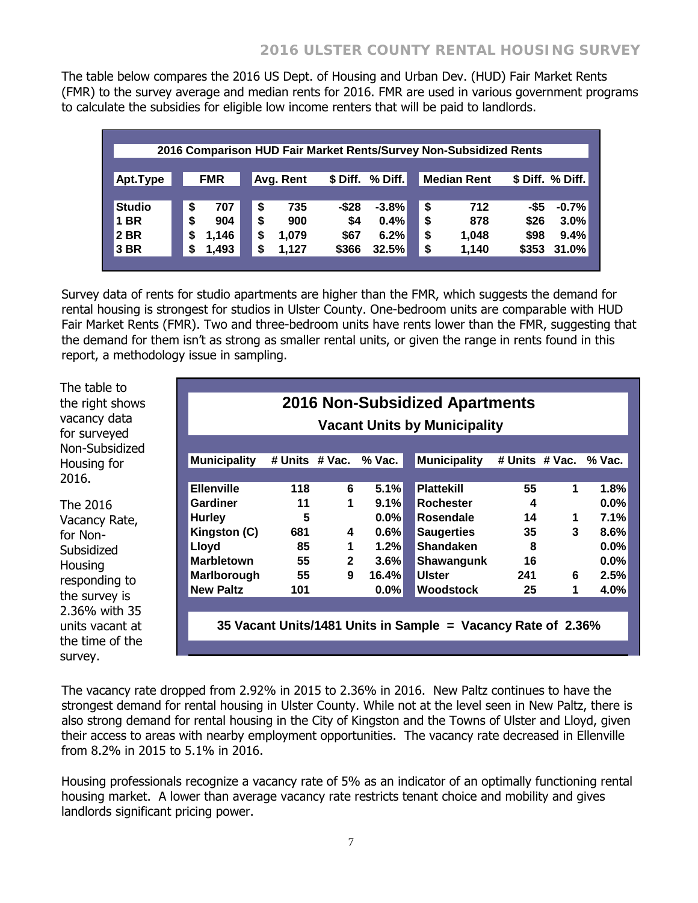The table below compares the 2016 US Dept. of Housing and Urban Dev. (HUD) Fair Market Rents (FMR) to the survey average and median rents for 2016. FMR are used in various government programs to calculate the subsidies for eligible low income renters that will be paid to landlords.

**2016 Comparison HUD Fair Market Rents/Survey Non-Subsidized Rents**

| Apt.Type | FMR | Avg. Rent | $ Diff. | % Diff. | Median Rent | $ Diff. | % Diff. |
|---|---|---|---|---|---|---|---|
| Studio | $ 707 | $ 735 | -$28 | -3.8% | $ 712 | -$5 | -0.7% |
| 1 BR | $ 904 | $ 900 | $4 | 0.4% | $ 878 | $26 | 3.0% |
| 2 BR | $ 1,146 | $ 1,079 | $67 | 6.2% | $ 1,048 | $98 | 9.4% |
| 3 BR | $ 1,493 | $ 1,127 | $366 | 32.5% | $ 1,140 | $353 | 31.0% |

Survey data of rents for studio apartments are higher than the FMR, which suggests the demand for rental housing is strongest for studios in Ulster County. One-bedroom units are comparable with HUD Fair Market Rents (FMR). Two and three-bedroom units have rents lower than the FMR, suggesting that the demand for them isn't as strong as smaller rental units, or given the range in rents found in this report, a methodology issue in sampling.

The table to the right shows vacancy data for surveyed Non-Subsidized Housing for 2016.

The 2016 Vacancy Rate, for Non-Subsidized Housing responding to the survey is 2.36% with 35 units vacant at the time of the survey.

**2016 Non-Subsidized Apartments**

**Vacant Units by Municipality**

| Municipality | # Units | # Vac. | % Vac. | Municipality | # Units | # Vac. | % Vac. |
|---|---|---|---|---|---|---|---|
| Ellenville | 118 | 6 | 5.1% | Plattekill | 55 | 1 | 1.8% |
| Gardiner | 11 | 1 | 9.1% | Rochester | 4 | | 0.0% |
| Hurley | 5 | | 0.0% | Rosendale | 14 | 1 | 7.1% |
| Kingston (C) | 681 | 4 | 0.6% | Saugerties | 35 | 3 | 8.6% |
| Lloyd | 85 | 1 | 1.2% | Shandaken | 8 | | 0.0% |
| Marbletown | 55 | 2 | 3.6% | Shawangunk | 16 | | 0.0% |
| Marlborough | 55 | 9 | 16.4% | Ulster | 241 | 6 | 2.5% |
| New Paltz | 101 | | 0.0% | Woodstock | 25 | 1 | 4.0% |

**35 Vacant Units/1481 Units in Sample = Vacancy Rate of 2.36%**

The vacancy rate dropped from 2.92% in 2015 to 2.36% in 2016. New Paltz continues to have the strongest demand for rental housing in Ulster County. While not at the level seen in New Paltz, there is also strong demand for rental housing in the City of Kingston and the Towns of Ulster and Lloyd, given their access to areas with nearby employment opportunities. The vacancy rate decreased in Ellenville from 8.2% in 2015 to 5.1% in 2016.

Housing professionals recognize a vacancy rate of 5% as an indicator of an optimally functioning rental housing market. A lower than average vacancy rate restricts tenant choice and mobility and gives landlords significant pricing power.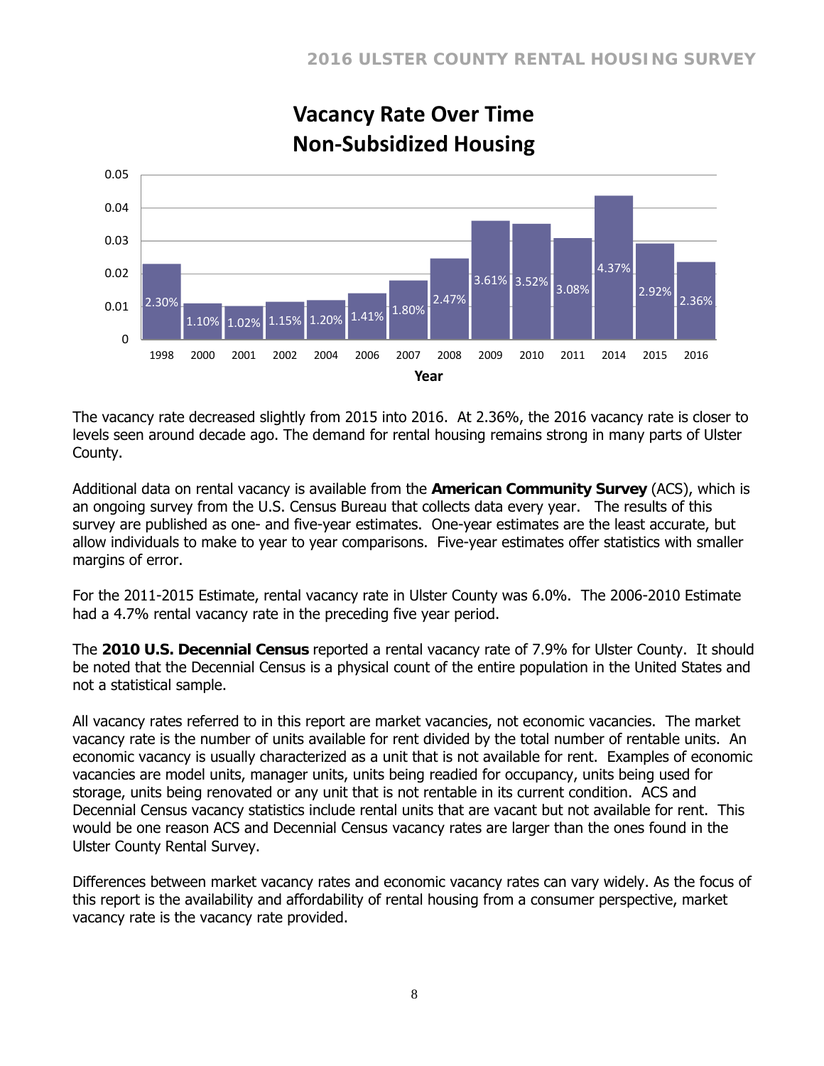## Vacancy Rate Over Time
## Non-Subsidized Housing

| Year | Vacancy Rate |
|---|---|
| 1998 | 2.30% |
| 2000 | 1.10% |
| 2001 | 1.02% |
| 2002 | 1.15% |
| 2004 | 1.20% |
| 2006 | 1.41% |
| 2007 | 1.80% |
| 2008 | 2.47% |
| 2009 | 3.61% |
| 2010 | 3.52% |
| 2011 | 3.08% |
| 2014 | 4.37% |
| 2015 | 2.92% |
| 2016 | 2.36% |

The vacancy rate decreased slightly from 2015 into 2016. At 2.36%, the 2016 vacancy rate is closer to levels seen around decade ago. The demand for rental housing remains strong in many parts of Ulster County.

Additional data on rental vacancy is available from the **American Community Survey** (ACS), which is an ongoing survey from the U.S. Census Bureau that collects data every year. The results of this survey are published as one- and five-year estimates. One-year estimates are the least accurate, but allow individuals to make to year to year comparisons. Five-year estimates offer statistics with smaller margins of error.

For the 2011-2015 Estimate, rental vacancy rate in Ulster County was 6.0%. The 2006-2010 Estimate had a 4.7% rental vacancy rate in the preceding five year period.

The **2010 U.S. Decennial Census** reported a rental vacancy rate of 7.9% for Ulster County. It should be noted that the Decennial Census is a physical count of the entire population in the United States and not a statistical sample.

All vacancy rates referred to in this report are market vacancies, not economic vacancies. The market vacancy rate is the number of units available for rent divided by the total number of rentable units. An economic vacancy is usually characterized as a unit that is not available for rent. Examples of economic vacancies are model units, manager units, units being readied for occupancy, units being used for storage, units being renovated or any unit that is not rentable in its current condition. ACS and Decennial Census vacancy statistics include rental units that are vacant but not available for rent. This would be one reason ACS and Decennial Census vacancy rates are larger than the ones found in the Ulster County Rental Survey.

Differences between market vacancy rates and economic vacancy rates can vary widely. As the focus of this report is the availability and affordability of rental housing from a consumer perspective, market vacancy rate is the vacancy rate provided.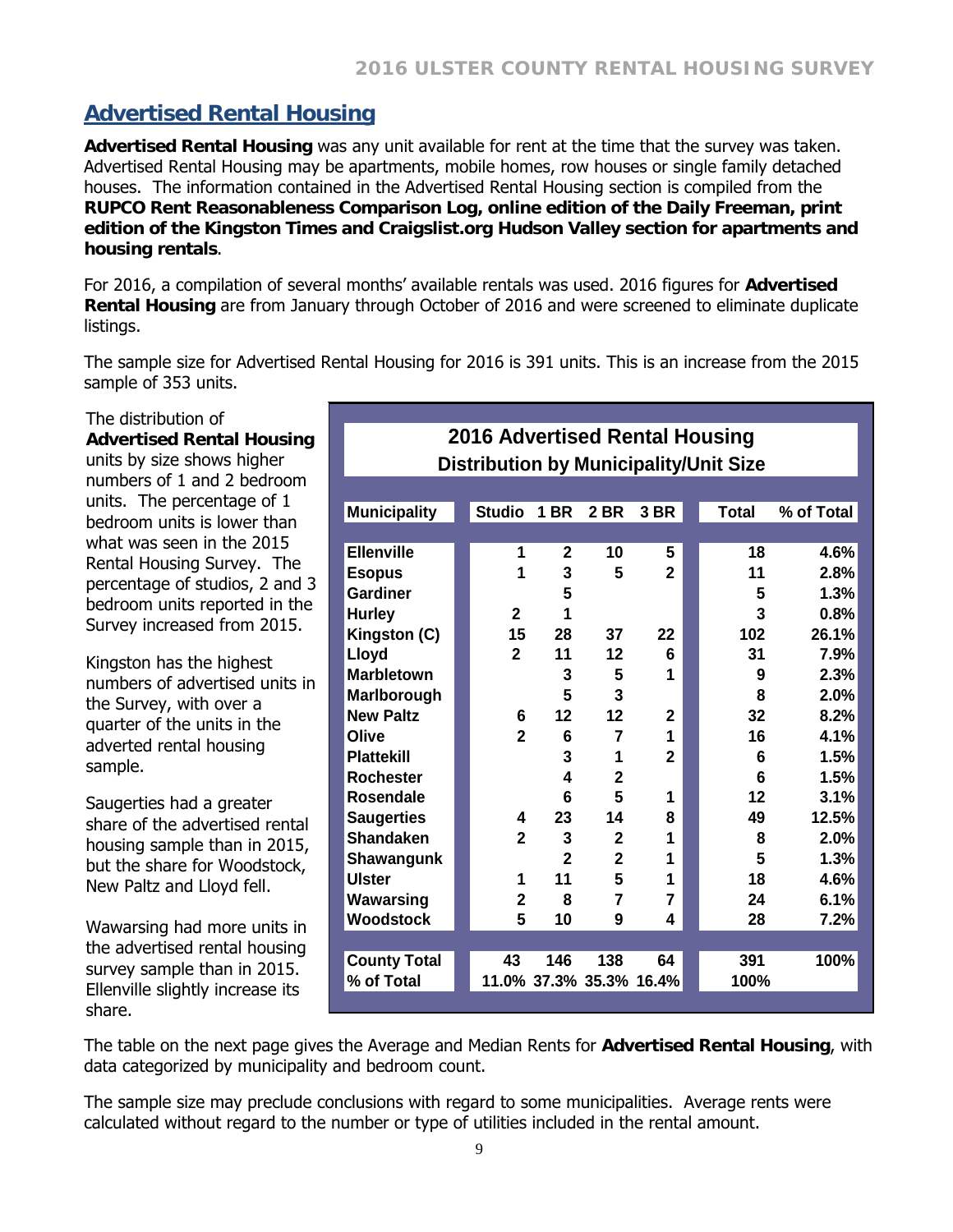## Advertised Rental Housing

**Advertised Rental Housing** was any unit available for rent at the time that the survey was taken. Advertised Rental Housing may be apartments, mobile homes, row houses or single family detached houses. The information contained in the Advertised Rental Housing section is compiled from the **RUPCO Rent Reasonableness Comparison Log, online edition of the Daily Freeman, print edition of the Kingston Times and Craigslist.org Hudson Valley section for apartments and housing rentals**.

For 2016, a compilation of several months' available rentals was used. 2016 figures for **Advertised Rental Housing** are from January through October of 2016 and were screened to eliminate duplicate listings.

The sample size for Advertised Rental Housing for 2016 is 391 units. This is an increase from the 2015 sample of 353 units.

The distribution of **Advertised Rental Housing** units by size shows higher numbers of 1 and 2 bedroom units. The percentage of 1 bedroom units is lower than what was seen in the 2015 Rental Housing Survey. The percentage of studios, 2 and 3 bedroom units reported in the Survey increased from 2015.

Kingston has the highest numbers of advertised units in the Survey, with over a quarter of the units in the adverted rental housing sample.

Saugerties had a greater share of the advertised rental housing sample than in 2015, but the share for Woodstock, New Paltz and Lloyd fell.

Wawarsing had more units in the advertised rental housing survey sample than in 2015. Ellenville slightly increase its share.

**2016 Advertised Rental Housing**
**Distribution by Municipality/Unit Size**

| Municipality | Studio | 1 BR | 2 BR | 3 BR | Total | % of Total |
|---|---|---|---|---|---|---|
| Ellenville | 1 | 2 | 10 | 5 | 18 | 4.6% |
| Esopus | 1 | 3 | 5 | 2 | 11 | 2.8% |
| Gardiner | | 5 | | | 5 | 1.3% |
| Hurley | 2 | 1 | | | 3 | 0.8% |
| Kingston (C) | 15 | 28 | 37 | 22 | 102 | 26.1% |
| Lloyd | 2 | 11 | 12 | 6 | 31 | 7.9% |
| Marbletown | | 3 | 5 | 1 | 9 | 2.3% |
| Marlborough | | 5 | 3 | | 8 | 2.0% |
| New Paltz | 6 | 12 | 12 | 2 | 32 | 8.2% |
| Olive | 2 | 6 | 7 | 1 | 16 | 4.1% |
| Plattekill | | 3 | 1 | 2 | 6 | 1.5% |
| Rochester | | 4 | 2 | | 6 | 1.5% |
| Rosendale | | 6 | 5 | 1 | 12 | 3.1% |
| Saugerties | 4 | 23 | 14 | 8 | 49 | 12.5% |
| Shandaken | 2 | 3 | 2 | 1 | 8 | 2.0% |
| Shawangunk | | 2 | 2 | 1 | 5 | 1.3% |
| Ulster | 1 | 11 | 5 | 1 | 18 | 4.6% |
| Wawarsing | 2 | 8 | 7 | 7 | 24 | 6.1% |
| Woodstock | 5 | 10 | 9 | 4 | 28 | 7.2% |
| **County Total** | 43 | 146 | 138 | 64 | 391 | 100% |
| **% of Total** | 11.0% | 37.3% | 35.3% | 16.4% | 100% | |

The table on the next page gives the Average and Median Rents for **Advertised Rental Housing**, with data categorized by municipality and bedroom count.

The sample size may preclude conclusions with regard to some municipalities. Average rents were calculated without regard to the number or type of utilities included in the rental amount.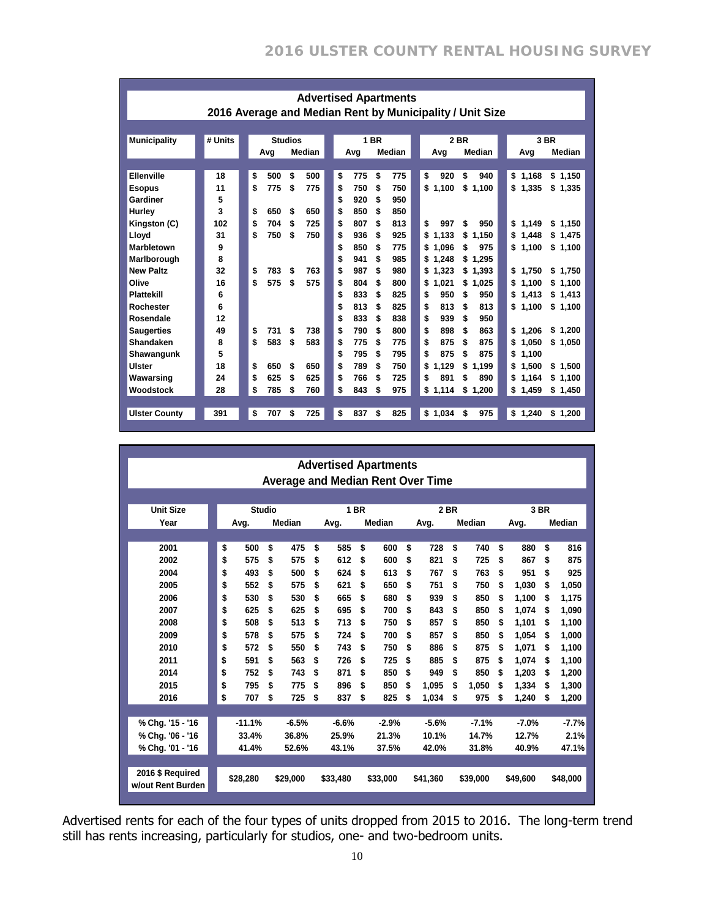## Advertised Apartments

### 2016 Average and Median Rent by Municipality / Unit Size

| Municipality | # Units | Studios Avg | Studios Median | 1 BR Avg | 1 BR Median | 2 BR Avg | 2 BR Median | 3 BR Avg | 3 BR Median |
|---|---|---|---|---|---|---|---|---|---|
| Ellenville | 18 | $ 500 | $ 500 | $ 775 | $ 775 | $ 920 | $ 940 | $ 1,168 | $ 1,150 |
| Esopus | 11 | $ 775 | $ 775 | $ 750 | $ 750 | $ 1,100 | $ 1,100 | $ 1,335 | $ 1,335 |
| Gardiner | 5 | | | $ 920 | $ 950 | | | | |
| Hurley | 3 | $ 650 | $ 650 | $ 850 | $ 850 | | | | |
| Kingston (C) | 102 | $ 704 | $ 725 | $ 807 | $ 813 | $ 997 | $ 950 | $ 1,149 | $ 1,150 |
| Lloyd | 31 | $ 750 | $ 750 | $ 936 | $ 925 | $ 1,133 | $ 1,150 | $ 1,448 | $ 1,475 |
| Marbletown | 9 | | | $ 850 | $ 775 | $ 1,096 | $ 975 | $ 1,100 | $ 1,100 |
| Marlborough | 8 | | | $ 941 | $ 985 | $ 1,248 | $ 1,295 | | |
| New Paltz | 32 | $ 783 | $ 763 | $ 987 | $ 980 | $ 1,323 | $ 1,393 | $ 1,750 | $ 1,750 |
| Olive | 16 | $ 575 | $ 575 | $ 804 | $ 800 | $ 1,021 | $ 1,025 | $ 1,100 | $ 1,100 |
| Plattekill | 6 | | | $ 833 | $ 825 | $ 950 | $ 950 | $ 1,413 | $ 1,413 |
| Rochester | 6 | | | $ 813 | $ 825 | $ 813 | $ 813 | $ 1,100 | $ 1,100 |
| Rosendale | 12 | | | $ 833 | $ 838 | $ 939 | $ 950 | | |
| Saugerties | 49 | $ 731 | $ 738 | $ 790 | $ 800 | $ 898 | $ 863 | $ 1,206 | $ 1,200 |
| Shandaken | 8 | $ 583 | $ 583 | $ 775 | $ 775 | $ 875 | $ 875 | $ 1,050 | $ 1,050 |
| Shawangunk | 5 | | | $ 795 | $ 795 | $ 875 | $ 875 | $ 1,100 | |
| Ulster | 18 | $ 650 | $ 650 | $ 789 | $ 750 | $ 1,129 | $ 1,199 | $ 1,500 | $ 1,500 |
| Wawarsing | 24 | $ 625 | $ 625 | $ 766 | $ 725 | $ 891 | $ 890 | $ 1,164 | $ 1,100 |
| Woodstock | 28 | $ 785 | $ 760 | $ 843 | $ 975 | $ 1,114 | $ 1,200 | $ 1,459 | $ 1,450 |
| **Ulster County** | **391** | **$ 707** | **$ 725** | **$ 837** | **$ 825** | **$ 1,034** | **$ 975** | **$ 1,240** | **$ 1,200** |

## Advertised Apartments

### Average and Median Rent Over Time

| Unit Size / Year | Studio Avg. | Studio Median | 1 BR Avg. | 1 BR Median | 2 BR Avg. | 2 BR Median | 3 BR Avg. | 3 BR Median |
|---|---|---|---|---|---|---|---|---|
| 2001 | $ 500 | $ 475 | $ 585 | $ 600 | $ 728 | $ 740 | $ 880 | $ 816 |
| 2002 | $ 575 | $ 575 | $ 612 | $ 600 | $ 821 | $ 725 | $ 867 | $ 875 |
| 2004 | $ 493 | $ 500 | $ 624 | $ 613 | $ 767 | $ 763 | $ 951 | $ 925 |
| 2005 | $ 552 | $ 575 | $ 621 | $ 650 | $ 751 | $ 750 | $ 1,030 | $ 1,050 |
| 2006 | $ 530 | $ 530 | $ 665 | $ 680 | $ 939 | $ 850 | $ 1,100 | $ 1,175 |
| 2007 | $ 625 | $ 625 | $ 695 | $ 700 | $ 843 | $ 850 | $ 1,074 | $ 1,090 |
| 2008 | $ 508 | $ 513 | $ 713 | $ 750 | $ 857 | $ 850 | $ 1,101 | $ 1,100 |
| 2009 | $ 578 | $ 575 | $ 724 | $ 700 | $ 857 | $ 850 | $ 1,054 | $ 1,000 |
| 2010 | $ 572 | $ 550 | $ 743 | $ 750 | $ 886 | $ 875 | $ 1,071 | $ 1,100 |
| 2011 | $ 591 | $ 563 | $ 726 | $ 725 | $ 885 | $ 875 | $ 1,074 | $ 1,100 |
| 2014 | $ 752 | $ 743 | $ 871 | $ 850 | $ 949 | $ 850 | $ 1,203 | $ 1,200 |
| 2015 | $ 795 | $ 775 | $ 896 | $ 850 | $ 1,095 | $ 1,050 | $ 1,334 | $ 1,300 |
| 2016 | $ 707 | $ 725 | $ 837 | $ 825 | $ 1,034 | $ 975 | $ 1,240 | $ 1,200 |
| % Chg. '15 - '16 | -11.1% | -6.5% | -6.6% | -2.9% | -5.6% | -7.1% | -7.0% | -7.7% |
| % Chg. '06 - '16 | 33.4% | 36.8% | 25.9% | 21.3% | 10.1% | 14.7% | 12.7% | 2.1% |
| % Chg. '01 - '16 | 41.4% | 52.6% | 43.1% | 37.5% | 42.0% | 31.8% | 40.9% | 47.1% |
| 2016 $ Required w/out Rent Burden | $28,280 | $29,000 | $33,480 | $33,000 | $41,360 | $39,000 | $49,600 | $48,000 |

Advertised rents for each of the four types of units dropped from 2015 to 2016. The long-term trend still has rents increasing, particularly for studios, one- and two-bedroom units.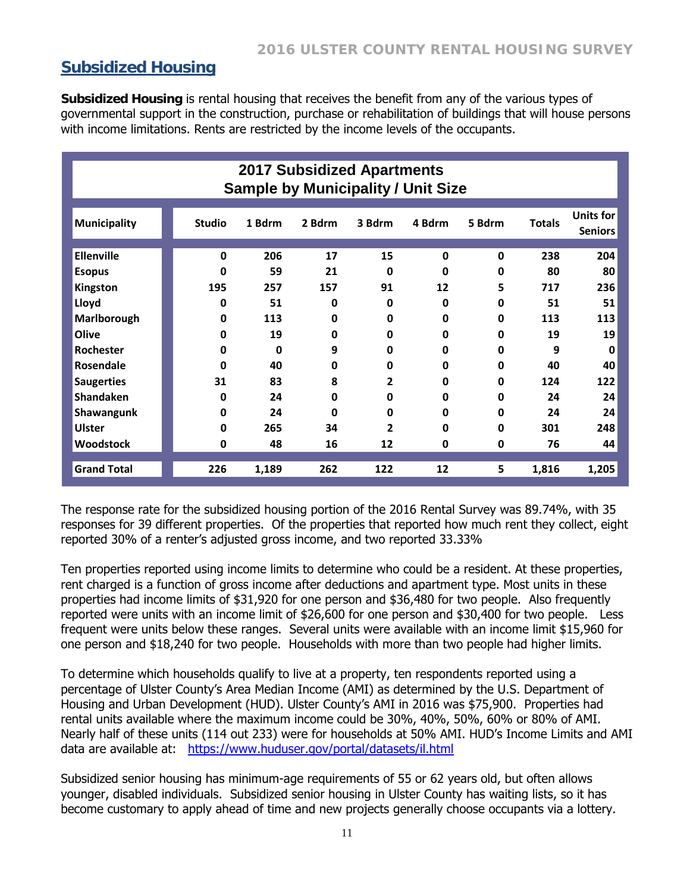## Subsidized Housing

**Subsidized Housing** is rental housing that receives the benefit from any of the various types of governmental support in the construction, purchase or rehabilitation of buildings that will house persons with income limitations. Rents are restricted by the income levels of the occupants.

**2017 Subsidized Apartments**
**Sample by Municipality / Unit Size**

| Municipality | Studio | 1 Bdrm | 2 Bdrm | 3 Bdrm | 4 Bdrm | 5 Bdrm | Totals | Units for Seniors |
|---|---|---|---|---|---|---|---|---|
| Ellenville | 0 | 206 | 17 | 15 | 0 | 0 | 238 | 204 |
| Esopus | 0 | 59 | 21 | 0 | 0 | 0 | 80 | 80 |
| Kingston | 195 | 257 | 157 | 91 | 12 | 5 | 717 | 236 |
| Lloyd | 0 | 51 | 0 | 0 | 0 | 0 | 51 | 51 |
| Marlborough | 0 | 113 | 0 | 0 | 0 | 0 | 113 | 113 |
| Olive | 0 | 19 | 0 | 0 | 0 | 0 | 19 | 19 |
| Rochester | 0 | 0 | 9 | 0 | 0 | 0 | 9 | 0 |
| Rosendale | 0 | 40 | 0 | 0 | 0 | 0 | 40 | 40 |
| Saugerties | 31 | 83 | 8 | 2 | 0 | 0 | 124 | 122 |
| Shandaken | 0 | 24 | 0 | 0 | 0 | 0 | 24 | 24 |
| Shawangunk | 0 | 24 | 0 | 0 | 0 | 0 | 24 | 24 |
| Ulster | 0 | 265 | 34 | 2 | 0 | 0 | 301 | 248 |
| Woodstock | 0 | 48 | 16 | 12 | 0 | 0 | 76 | 44 |
| Grand Total | 226 | 1,189 | 262 | 122 | 12 | 5 | 1,816 | 1,205 |

The response rate for the subsidized housing portion of the 2016 Rental Survey was 89.74%, with 35 responses for 39 different properties. Of the properties that reported how much rent they collect, eight reported 30% of a renter's adjusted gross income, and two reported 33.33%

Ten properties reported using income limits to determine who could be a resident. At these properties, rent charged is a function of gross income after deductions and apartment type. Most units in these properties had income limits of $31,920 for one person and $36,480 for two people. Also frequently reported were units with an income limit of $26,600 for one person and $30,400 for two people. Less frequent were units below these ranges. Several units were available with an income limit $15,960 for one person and $18,240 for two people. Households with more than two people had higher limits.

To determine which households qualify to live at a property, ten respondents reported using a percentage of Ulster County's Area Median Income (AMI) as determined by the U.S. Department of Housing and Urban Development (HUD). Ulster County's AMI in 2016 was $75,900. Properties had rental units available where the maximum income could be 30%, 40%, 50%, 60% or 80% of AMI. Nearly half of these units (114 out 233) were for households at 50% AMI. HUD's Income Limits and AMI data are available at: https://www.huduser.gov/portal/datasets/il.html

Subsidized senior housing has minimum-age requirements of 55 or 62 years old, but often allows younger, disabled individuals. Subsidized senior housing in Ulster County has waiting lists, so it has become customary to apply ahead of time and new projects generally choose occupants via a lottery.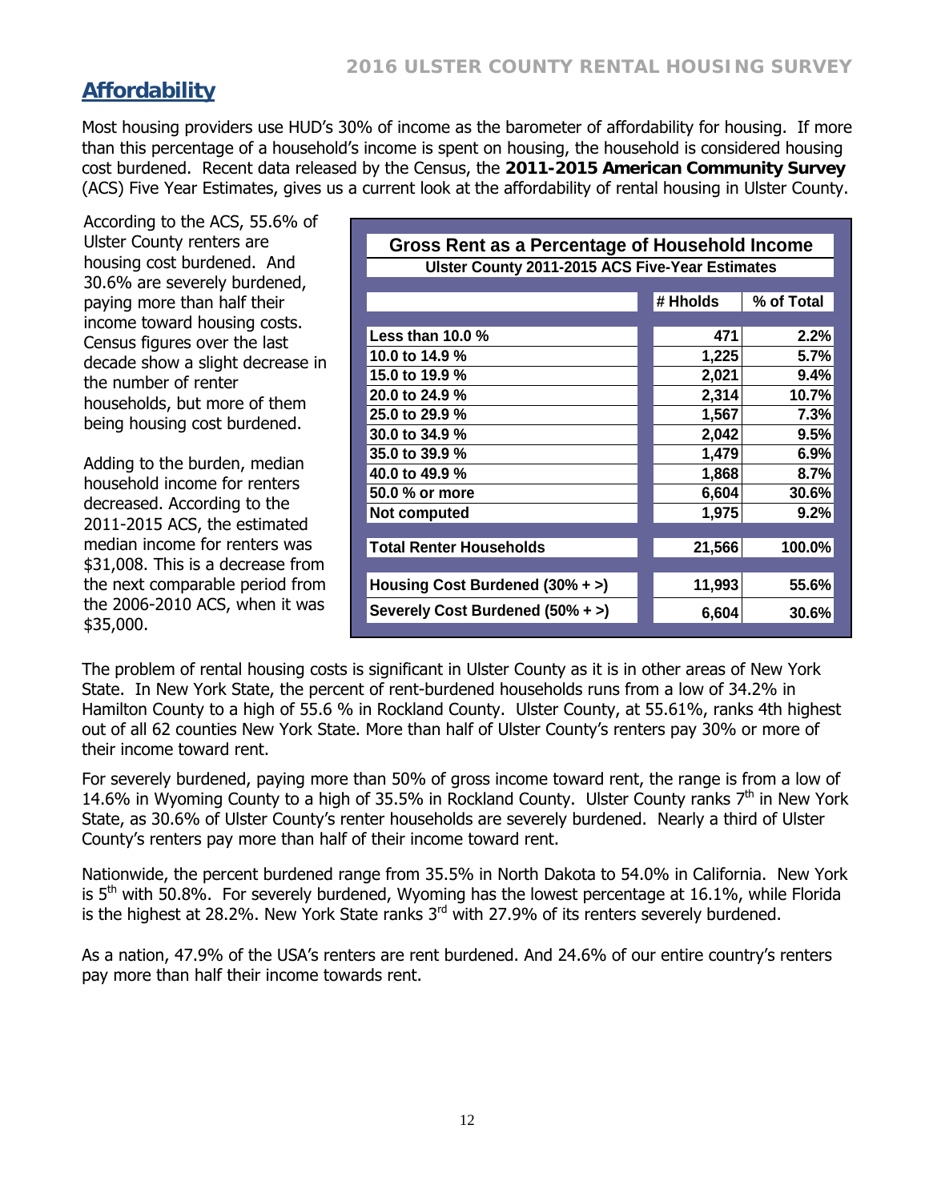## Affordability

Most housing providers use HUD's 30% of income as the barometer of affordability for housing. If more than this percentage of a household's income is spent on housing, the household is considered housing cost burdened. Recent data released by the Census, the **2011-2015 American Community Survey** (ACS) Five Year Estimates, gives us a current look at the affordability of rental housing in Ulster County.

According to the ACS, 55.6% of Ulster County renters are housing cost burdened. And 30.6% are severely burdened, paying more than half their income toward housing costs. Census figures over the last decade show a slight decrease in the number of renter households, but more of them being housing cost burdened.

Adding to the burden, median household income for renters decreased. According to the 2011-2015 ACS, the estimated median income for renters was $31,008. This is a decrease from the next comparable period from the 2006-2010 ACS, when it was $35,000.

**Gross Rent as a Percentage of Household Income**
**Ulster County 2011-2015 ACS Five-Year Estimates**

| | # Hholds | % of Total |
|---|---|---|
| Less than 10.0 % | 471 | 2.2% |
| 10.0 to 14.9 % | 1,225 | 5.7% |
| 15.0 to 19.9 % | 2,021 | 9.4% |
| 20.0 to 24.9 % | 2,314 | 10.7% |
| 25.0 to 29.9 % | 1,567 | 7.3% |
| 30.0 to 34.9 % | 2,042 | 9.5% |
| 35.0 to 39.9 % | 1,479 | 6.9% |
| 40.0 to 49.9 % | 1,868 | 8.7% |
| 50.0 % or more | 6,604 | 30.6% |
| Not computed | 1,975 | 9.2% |
| Total Renter Households | 21,566 | 100.0% |
| Housing Cost Burdened (30% + >) | 11,993 | 55.6% |
| Severely Cost Burdened (50% + >) | 6,604 | 30.6% |

The problem of rental housing costs is significant in Ulster County as it is in other areas of New York State. In New York State, the percent of rent-burdened households runs from a low of 34.2% in Hamilton County to a high of 55.6 % in Rockland County. Ulster County, at 55.61%, ranks 4th highest out of all 62 counties New York State. More than half of Ulster County's renters pay 30% or more of their income toward rent.

For severely burdened, paying more than 50% of gross income toward rent, the range is from a low of 14.6% in Wyoming County to a high of 35.5% in Rockland County. Ulster County ranks 7th in New York State, as 30.6% of Ulster County's renter households are severely burdened. Nearly a third of Ulster County's renters pay more than half of their income toward rent.

Nationwide, the percent burdened range from 35.5% in North Dakota to 54.0% in California. New York is 5th with 50.8%. For severely burdened, Wyoming has the lowest percentage at 16.1%, while Florida is the highest at 28.2%. New York State ranks 3rd with 27.9% of its renters severely burdened.

As a nation, 47.9% of the USA's renters are rent burdened. And 24.6% of our entire country's renters pay more than half their income towards rent.